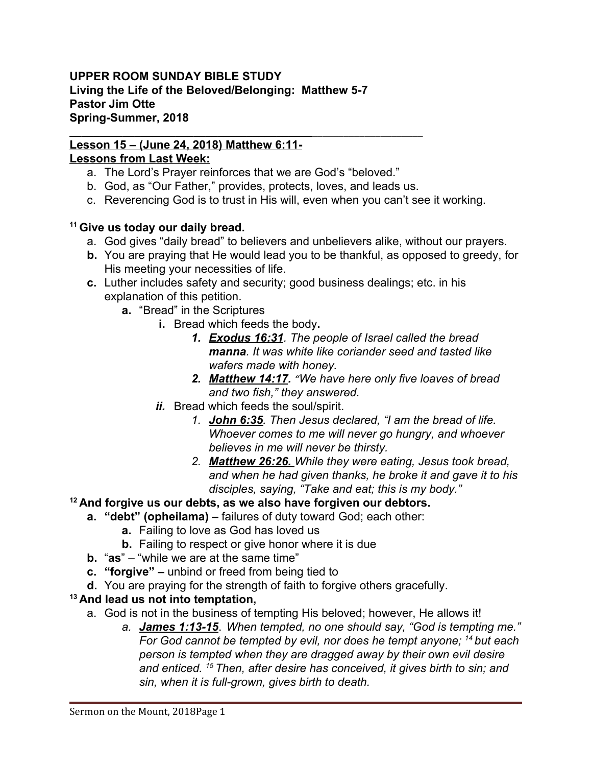**UPPER ROOM SUNDAY BIBLE STUDY**
**Living the Life of the Beloved/Belonging: Matthew 5-7**
**Pastor Jim Otte**
**Spring-Summer, 2018**

---

**Lesson 15 – (June 24, 2018) Matthew 6:11-**

**Lessons from Last Week:**

a. The Lord's Prayer reinforces that we are God's "beloved."
b. God, as "Our Father," provides, protects, loves, and leads us.
c. Reverencing God is to trust in His will, even when you can't see it working.

**[11] Give us today our daily bread.**

a. God gives "daily bread" to believers and unbelievers alike, without our prayers.
**b.** You are praying that He would lead you to be thankful, as opposed to greedy, for His meeting your necessities of life.
**c.** Luther includes safety and security; good business dealings; etc. in his explanation of this petition.
   **a.** "Bread" in the Scriptures
      **i.** Bread which feeds the body**.**
         ***1.*** ***Exodus 16:31****. The people of Israel called the bread* ***manna****. It was white like coriander seed and tasted like wafers made with honey.*
         ***2.*** ***Matthew 14:17.*** *"We have here only five loaves of bread and two fish," they answered.*
      ***ii.*** Bread which feeds the soul/spirit.
         *1.* ***John 6:35****. Then Jesus declared, "I am the bread of life. Whoever comes to me will never go hungry, and whoever believes in me will never be thirsty.*
         *2.* ***Matthew 26:26.*** *While they were eating, Jesus took bread, and when he had given thanks, he broke it and gave it to his disciples, saying, "Take and eat; this is my body."*

**[12] And forgive us our debts, as we also have forgiven our debtors.**

**a. "debt" (opheilama) –** failures of duty toward God; each other:
   **a.** Failing to love as God has loved us
   **b.** Failing to respect or give honor where it is due
**b.** "**as**" – "while we are at the same time"
**c. "forgive" –** unbind or freed from being tied to
**d.** You are praying for the strength of faith to forgive others gracefully.

**[13] And lead us not into temptation,**

a. God is not in the business of tempting His beloved; however, He allows it!
   *a.* ***James 1:13-15****. When tempted, no one should say, "God is tempting me." For God cannot be tempted by evil, nor does he tempt anyone; [14] but each person is tempted when they are dragged away by their own evil desire and enticed. [15] Then, after desire has conceived, it gives birth to sin; and sin, when it is full-grown, gives birth to death.*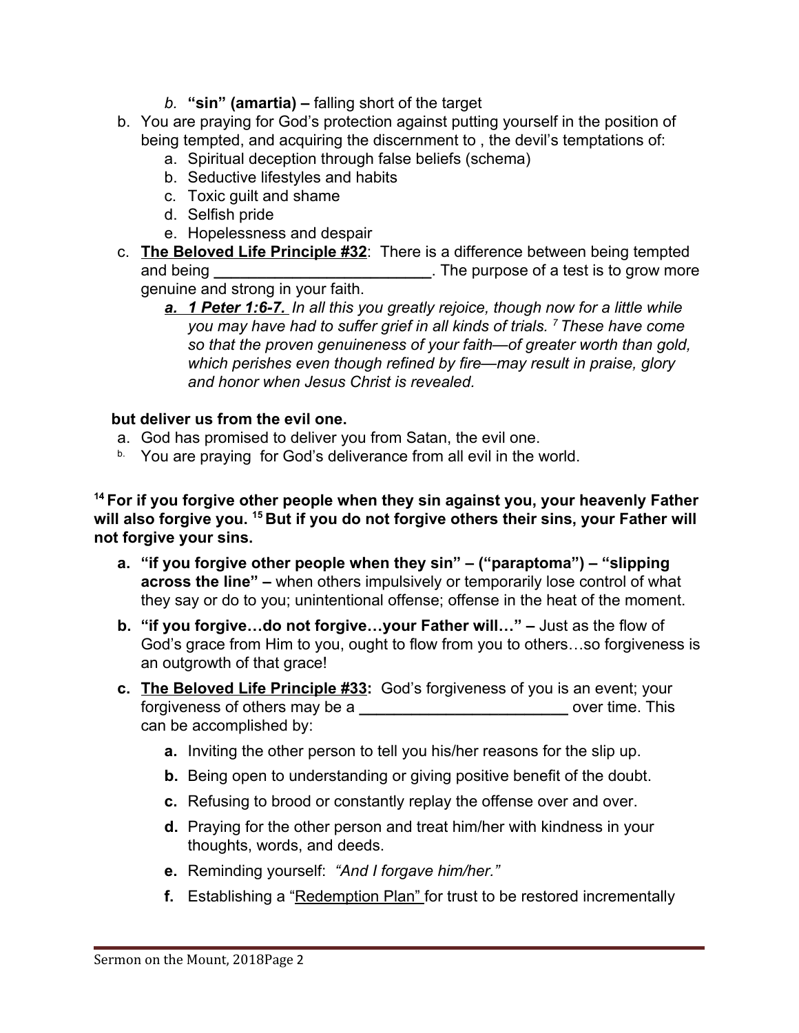- b. **"sin" (amartia) –** falling short of the target

- b. You are praying for God's protection against putting yourself in the position of being tempted, and acquiring the discernment to , the devil's temptations of:
   - a. Spiritual deception through false beliefs (schema)
   - b. Seductive lifestyles and habits
   - c. Toxic guilt and shame
   - d. Selfish pride
   - e. Hopelessness and despair
- c. **The Beloved Life Principle #32**: There is a difference between being tempted and being **________________________**. The purpose of a test is to grow more genuine and strong in your faith.
   - ***a. 1 Peter 1:6-7.*** *In all this you greatly rejoice, though now for a little while you may have had to suffer grief in all kinds of trials. [7] These have come so that the proven genuineness of your faith—of greater worth than gold, which perishes even though refined by fire—may result in praise, glory and honor when Jesus Christ is revealed.*

**but deliver us from the evil one.**

- a. God has promised to deliver you from Satan, the evil one.
- b. You are praying for God's deliverance from all evil in the world.

**[14] For if you forgive other people when they sin against you, your heavenly Father will also forgive you. [15] But if you do not forgive others their sins, your Father will not forgive your sins.**

- **a. "if you forgive other people when they sin" – ("paraptoma") – "slipping across the line" –** when others impulsively or temporarily lose control of what they say or do to you; unintentional offense; offense in the heat of the moment.
- **b. "if you forgive…do not forgive…your Father will…" –** Just as the flow of God's grace from Him to you, ought to flow from you to others…so forgiveness is an outgrowth of that grace!
- **c. The Beloved Life Principle #33:** God's forgiveness of you is an event; your forgiveness of others may be a **________________________** over time. This can be accomplished by:
   - **a.** Inviting the other person to tell you his/her reasons for the slip up.
   - **b.** Being open to understanding or giving positive benefit of the doubt.
   - **c.** Refusing to brood or constantly replay the offense over and over.
   - **d.** Praying for the other person and treat him/her with kindness in your thoughts, words, and deeds.
   - **e.** Reminding yourself: *"And I forgave him/her."*
   - **f.** Establishing a "Redemption Plan" for trust to be restored incrementally